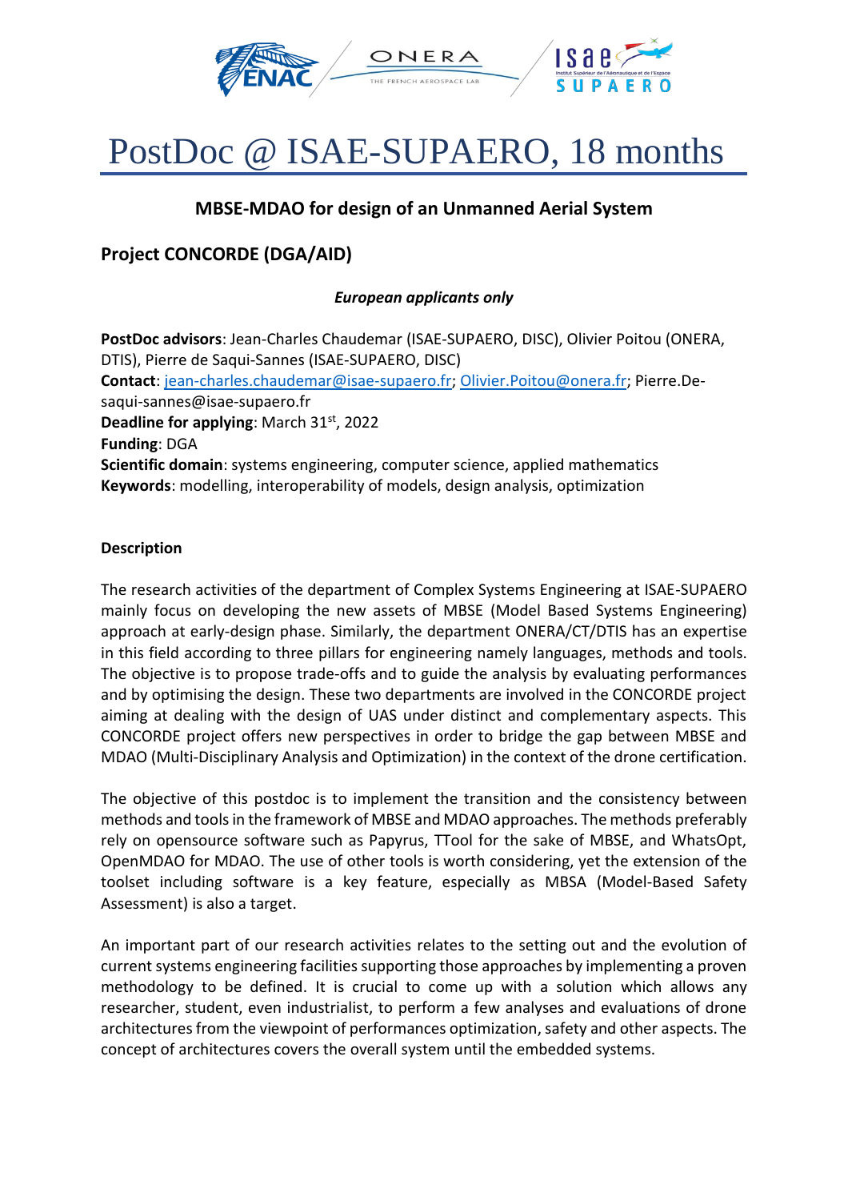# PostDoc @ ISAE-SUPAERO, 18 months

## MBSE-MDAO for design of an Unmanned Aerial System

## Project CONCORDE (DGA/AID)

***European applicants only***

**PostDoc advisors**: Jean-Charles Chaudemar (ISAE-SUPAERO, DISC), Olivier Poitou (ONERA, DTIS), Pierre de Saqui-Sannes (ISAE-SUPAERO, DISC)
**Contact**: jean-charles.chaudemar@isae-supaero.fr; Olivier.Poitou@onera.fr; Pierre.De-saqui-sannes@isae-supaero.fr
**Deadline for applying**: March 31st, 2022
**Funding**: DGA
**Scientific domain**: systems engineering, computer science, applied mathematics
**Keywords**: modelling, interoperability of models, design analysis, optimization

**Description**

The research activities of the department of Complex Systems Engineering at ISAE-SUPAERO mainly focus on developing the new assets of MBSE (Model Based Systems Engineering) approach at early-design phase. Similarly, the department ONERA/CT/DTIS has an expertise in this field according to three pillars for engineering namely languages, methods and tools. The objective is to propose trade-offs and to guide the analysis by evaluating performances and by optimising the design. These two departments are involved in the CONCORDE project aiming at dealing with the design of UAS under distinct and complementary aspects. This CONCORDE project offers new perspectives in order to bridge the gap between MBSE and MDAO (Multi-Disciplinary Analysis and Optimization) in the context of the drone certification.

The objective of this postdoc is to implement the transition and the consistency between methods and tools in the framework of MBSE and MDAO approaches. The methods preferably rely on opensource software such as Papyrus, TTool for the sake of MBSE, and WhatsOpt, OpenMDAO for MDAO. The use of other tools is worth considering, yet the extension of the toolset including software is a key feature, especially as MBSA (Model-Based Safety Assessment) is also a target.

An important part of our research activities relates to the setting out and the evolution of current systems engineering facilities supporting those approaches by implementing a proven methodology to be defined. It is crucial to come up with a solution which allows any researcher, student, even industrialist, to perform a few analyses and evaluations of drone architectures from the viewpoint of performances optimization, safety and other aspects. The concept of architectures covers the overall system until the embedded systems.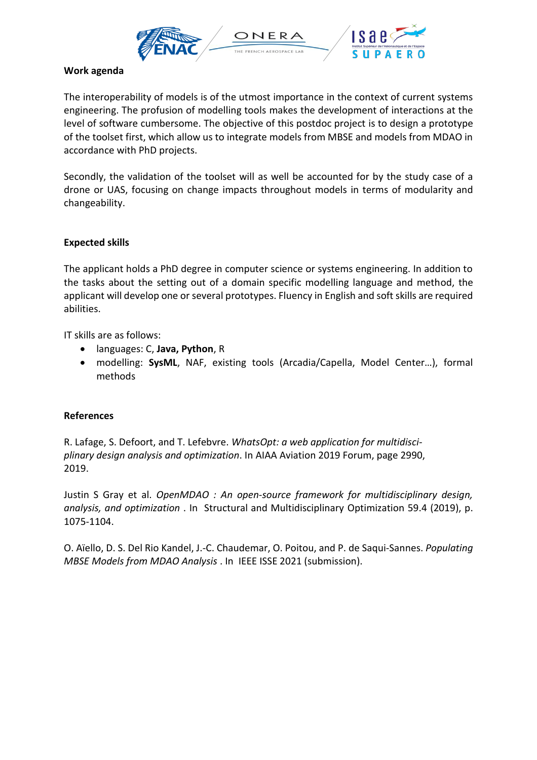**Work agenda**

The interoperability of models is of the utmost importance in the context of current systems engineering. The profusion of modelling tools makes the development of interactions at the level of software cumbersome. The objective of this postdoc project is to design a prototype of the toolset first, which allow us to integrate models from MBSE and models from MDAO in accordance with PhD projects.

Secondly, the validation of the toolset will as well be accounted for by the study case of a drone or UAS, focusing on change impacts throughout models in terms of modularity and changeability.

**Expected skills**

The applicant holds a PhD degree in computer science or systems engineering. In addition to the tasks about the setting out of a domain specific modelling language and method, the applicant will develop one or several prototypes. Fluency in English and soft skills are required abilities.

IT skills are as follows:

- languages: C, **Java, Python**, R
- modelling: **SysML**, NAF, existing tools (Arcadia/Capella, Model Center…), formal methods

**References**

R. Lafage, S. Defoort, and T. Lefebvre. *WhatsOpt: a web application for multidisci-plinary design analysis and optimization*. In AIAA Aviation 2019 Forum, page 2990, 2019.

Justin S Gray et al. *OpenMDAO : An open-source framework for multidisciplinary design, analysis, and optimization* . In Structural and Multidisciplinary Optimization 59.4 (2019), p. 1075-1104.

O. Aïello, D. S. Del Rio Kandel, J.-C. Chaudemar, O. Poitou, and P. de Saqui-Sannes. *Populating MBSE Models from MDAO Analysis* . In IEEE ISSE 2021 (submission).